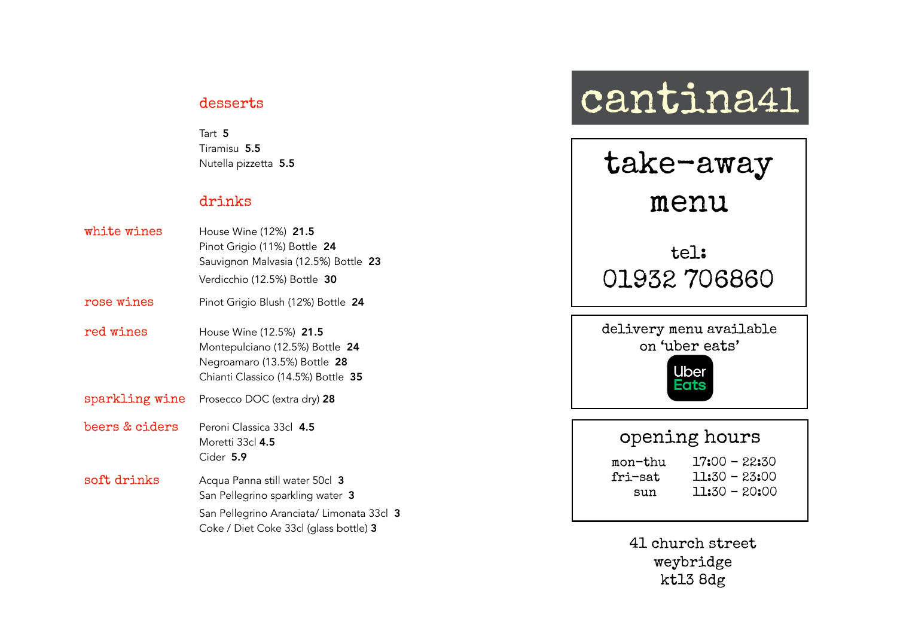## desserts

Tart **5**
Tiramisu **5.5**
Nutella pizzetta **5.5**

## drinks

### white wines

House Wine (12%) **21.5**
Pinot Grigio (11%) Bottle **24**
Sauvignon Malvasia (12.5%) Bottle **23**
Verdicchio (12.5%) Bottle **30**

### rose wines

Pinot Grigio Blush (12%) Bottle **24**

### red wines

House Wine (12.5%) **21.5**
Montepulciano (12.5%) Bottle **24**
Negroamaro (13.5%) Bottle **28**
Chianti Classico (14.5%) Bottle **35**

### sparkling wine

Prosecco DOC (extra dry) **28**

### beers & ciders

Peroni Classica 33cl **4.5**
Moretti 33cl **4.5**
Cider **5.9**

### soft drinks

Acqua Panna still water 50cl **3**
San Pellegrino sparkling water **3**
San Pellegrino Aranciata/ Limonata 33cl **3**
Coke / Diet Coke 33cl (glass bottle) **3**

# cantina41

## take-away menu

tel:
01932 706860

delivery menu available on 'uber eats'

Uber Eats

## opening hours

| | |
|---|---|
| mon-thu | 17:00 – 22:30 |
| fri-sat | 11:30 – 23:00 |
| sun | 11:30 – 20:00 |

41 church street
weybridge
kt13 8dg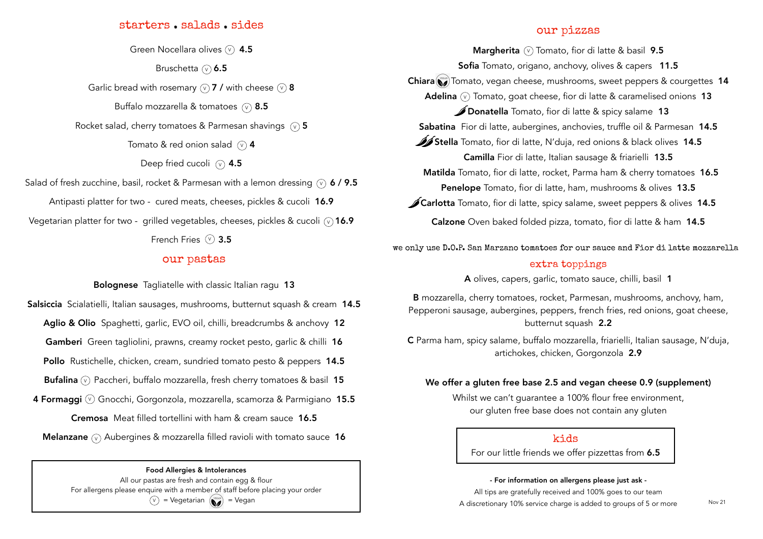## starters . salads . sides

Green Nocellara olives (v) **4.5**

Bruschetta (v) **6.5**

Garlic bread with rosemary (v) **7** / with cheese (v) **8**

Buffalo mozzarella & tomatoes (v) **8.5**

Rocket salad, cherry tomatoes & Parmesan shavings (v) **5**

Tomato & red onion salad (v) **4**

Deep fried cucoli (v) **4.5**

Salad of fresh zucchine, basil, rocket & Parmesan with a lemon dressing (v) **6 / 9.5**

Antipasti platter for two - cured meats, cheeses, pickles & cucoli **16.9**

Vegetarian platter for two - grilled vegetables, cheeses, pickles & cucoli (v) **16.9**

French Fries (v) **3.5**

## our pastas

**Bolognese** Tagliatelle with classic Italian ragu **13**

**Salsiccia** Scialatielli, Italian sausages, mushrooms, butternut squash & cream **14.5**

**Aglio & Olio** Spaghetti, garlic, EVO oil, chilli, breadcrumbs & anchovy **12**

**Gamberi** Green tagliolini, prawns, creamy rocket pesto, garlic & chilli **16**

**Pollo** Rustichelle, chicken, cream, sundried tomato pesto & peppers **14.5**

**Bufalina** (v) Paccheri, buffalo mozzarella, fresh cherry tomatoes & basil **15**

**4 Formaggi** (v) Gnocchi, Gorgonzola, mozzarella, scamorza & Parmigiano **15.5**

**Cremosa** Meat filled tortellini with ham & cream sauce **16.5**

**Melanzane** (v) Aubergines & mozzarella filled ravioli with tomato sauce **16**

**Food Allergies & Intolerances**
All our pastas are fresh and contain egg & flour
For allergens please enquire with a member of staff before placing your order
(v) = Vegetarian (vegan) = Vegan

## our pizzas

**Margherita** (v) Tomato, fior di latte & basil **9.5**

**Sofia** Tomato, origano, anchovy, olives & capers **11.5**

**Chiara** (vegan) Tomato, vegan cheese, mushrooms, sweet peppers & courgettes **14**

**Adelina** (v) Tomato, goat cheese, fior di latte & caramelised onions **13**

🌶 **Donatella** Tomato, fior di latte & spicy salame **13**

**Sabatina** Fior di latte, aubergines, anchovies, truffle oil & Parmesan **14.5**

🌶🌶 **Stella** Tomato, fior di latte, N'duja, red onions & black olives **14.5**

**Camilla** Fior di latte, Italian sausage & friarielli **13.5**

**Matilda** Tomato, fior di latte, rocket, Parma ham & cherry tomatoes **16.5**

**Penelope** Tomato, fior di latte, ham, mushrooms & olives **13.5**

🌶 **Carlotta** Tomato, fior di latte, spicy salame, sweet peppers & olives **14.5**

**Calzone** Oven baked folded pizza, tomato, fior di latte & ham **14.5**

we only use D.O.P. San Marzano tomatoes for our sauce and Fior di latte mozzarella

### extra toppings

**A** olives, capers, garlic, tomato sauce, chilli, basil **1**

**B** mozzarella, cherry tomatoes, rocket, Parmesan, mushrooms, anchovy, ham, Pepperoni sausage, aubergines, peppers, french fries, red onions, goat cheese, butternut squash **2.2**

**C** Parma ham, spicy salame, buffalo mozzarella, friarielli, Italian sausage, N'duja, artichokes, chicken, Gorgonzola **2.9**

**We offer a gluten free base 2.5 and vegan cheese 0.9 (supplement)**

Whilst we can't guarantee a 100% flour free environment, our gluten free base does not contain any gluten

### kids

For our little friends we offer pizzettas from **6.5**

**- For information on allergens please just ask -**

All tips are gratefully received and 100% goes to our team

A discretionary 10% service charge is added to groups of 5 or more

Nov 21